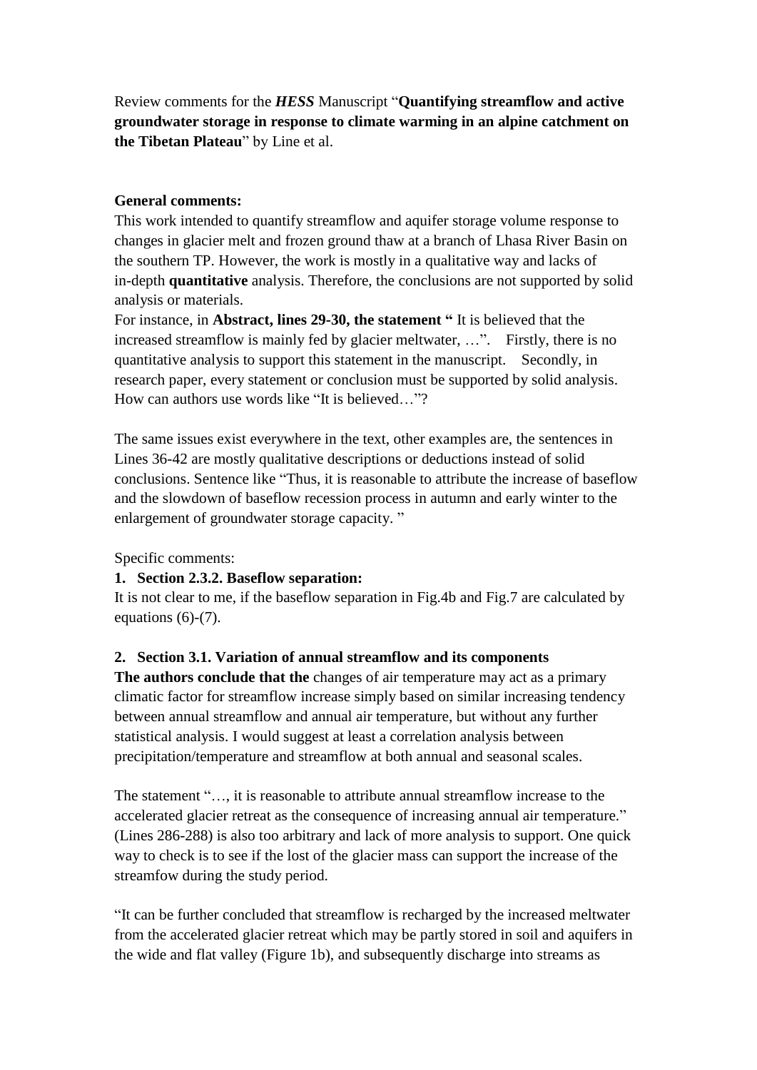Review comments for the ***HESS*** Manuscript "**Quantifying streamflow and active groundwater storage in response to climate warming in an alpine catchment on the Tibetan Plateau**" by Line et al.

**General comments:**

This work intended to quantify streamflow and aquifer storage volume response to changes in glacier melt and frozen ground thaw at a branch of Lhasa River Basin on the southern TP. However, the work is mostly in a qualitative way and lacks of in-depth **quantitative** analysis. Therefore, the conclusions are not supported by solid analysis or materials.

For instance, in **Abstract, lines 29-30, the statement "** It is believed that the increased streamflow is mainly fed by glacier meltwater, …". Firstly, there is no quantitative analysis to support this statement in the manuscript. Secondly, in research paper, every statement or conclusion must be supported by solid analysis. How can authors use words like "It is believed…"?

The same issues exist everywhere in the text, other examples are, the sentences in Lines 36-42 are mostly qualitative descriptions or deductions instead of solid conclusions. Sentence like "Thus, it is reasonable to attribute the increase of baseflow and the slowdown of baseflow recession process in autumn and early winter to the enlargement of groundwater storage capacity. "

Specific comments:

1. **Section 2.3.2. Baseflow separation:**

It is not clear to me, if the baseflow separation in Fig.4b and Fig.7 are calculated by equations (6)-(7).

2. **Section 3.1. Variation of annual streamflow and its components**

**The authors conclude that the** changes of air temperature may act as a primary climatic factor for streamflow increase simply based on similar increasing tendency between annual streamflow and annual air temperature, but without any further statistical analysis. I would suggest at least a correlation analysis between precipitation/temperature and streamflow at both annual and seasonal scales.

The statement "…, it is reasonable to attribute annual streamflow increase to the accelerated glacier retreat as the consequence of increasing annual air temperature." (Lines 286-288) is also too arbitrary and lack of more analysis to support. One quick way to check is to see if the lost of the glacier mass can support the increase of the streamfow during the study period.

"It can be further concluded that streamflow is recharged by the increased meltwater from the accelerated glacier retreat which may be partly stored in soil and aquifers in the wide and flat valley (Figure 1b), and subsequently discharge into streams as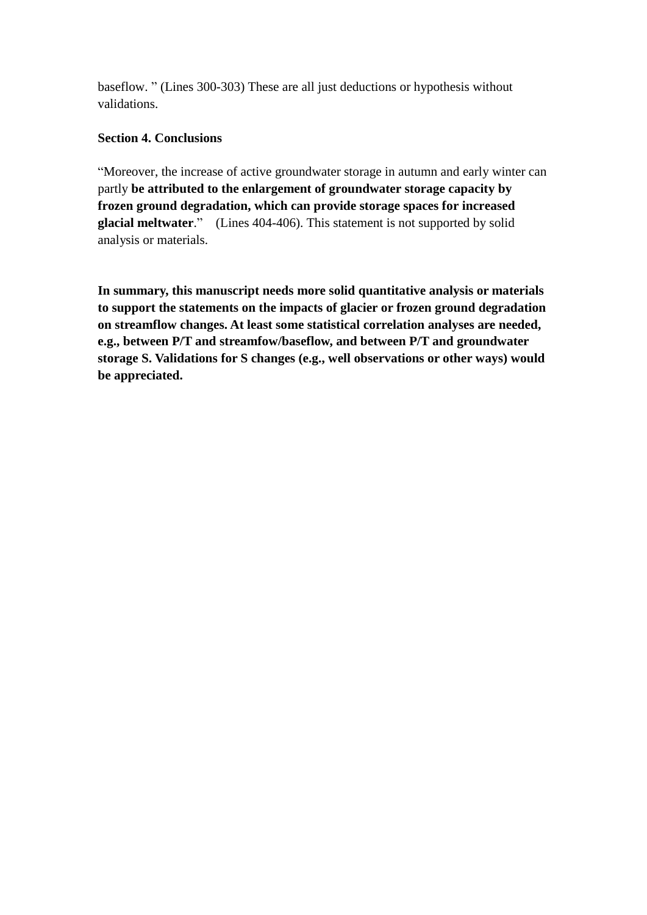baseflow. " (Lines 300-303) These are all just deductions or hypothesis without validations.

**Section 4. Conclusions**

"Moreover, the increase of active groundwater storage in autumn and early winter can partly **be attributed to the enlargement of groundwater storage capacity by frozen ground degradation, which can provide storage spaces for increased glacial meltwater**." (Lines 404-406). This statement is not supported by solid analysis or materials.

**In summary, this manuscript needs more solid quantitative analysis or materials to support the statements on the impacts of glacier or frozen ground degradation on streamflow changes. At least some statistical correlation analyses are needed, e.g., between P/T and streamfow/baseflow, and between P/T and groundwater storage S. Validations for S changes (e.g., well observations or other ways) would be appreciated.**